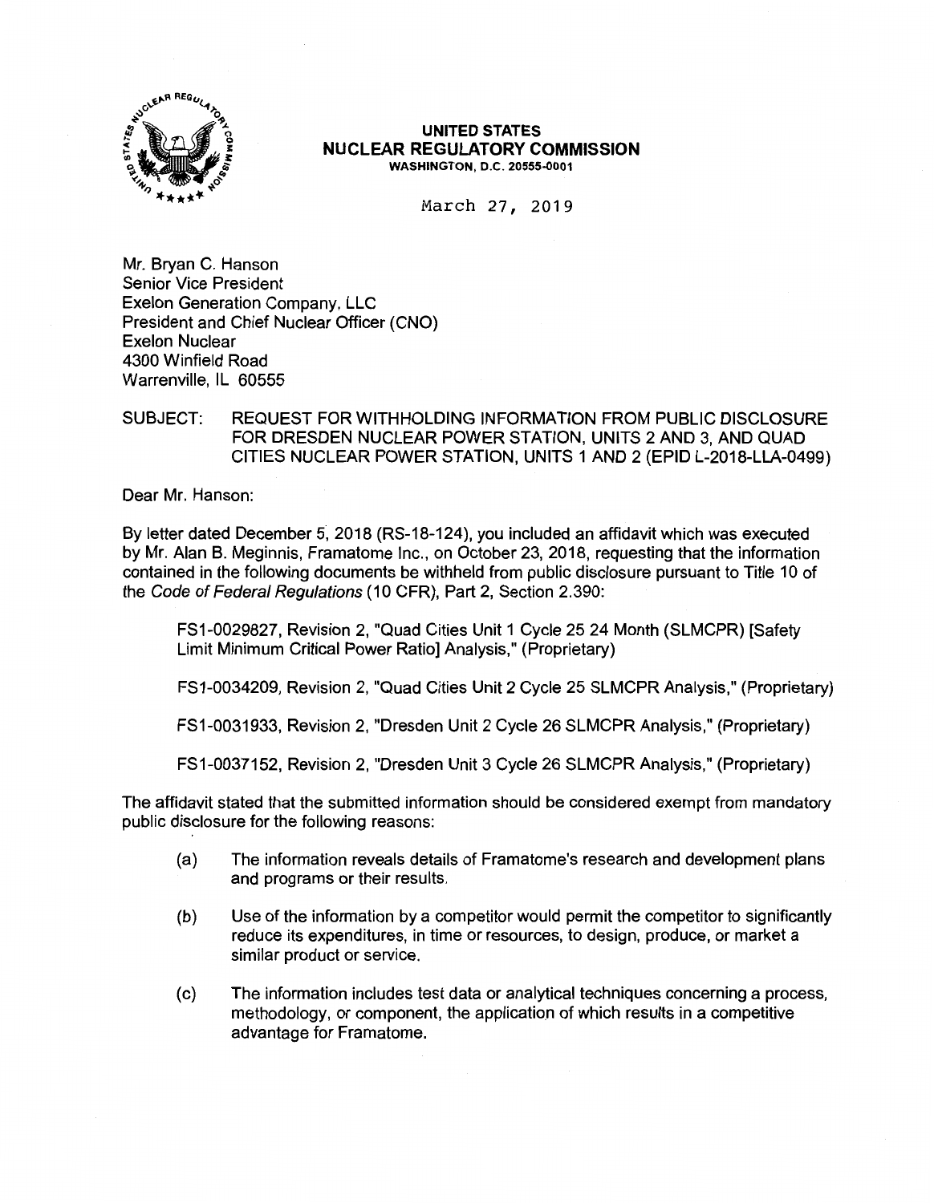**UNITED STATES**
**NUCLEAR REGULATORY COMMISSION**
**WASHINGTON, D.C. 20555-0001**

March 27, 2019

Mr. Bryan C. Hanson
Senior Vice President
Exelon Generation Company, LLC
President and Chief Nuclear Officer (CNO)
Exelon Nuclear
4300 Winfield Road
Warrenville, IL 60555

SUBJECT: REQUEST FOR WITHHOLDING INFORMATION FROM PUBLIC DISCLOSURE FOR DRESDEN NUCLEAR POWER STATION, UNITS 2 AND 3, AND QUAD CITIES NUCLEAR POWER STATION, UNITS 1 AND 2 (EPID L-2018-LLA-0499)

Dear Mr. Hanson:

By letter dated December 5, 2018 (RS-18-124), you included an affidavit which was executed by Mr. Alan B. Meginnis, Framatome Inc., on October 23, 2018, requesting that the information contained in the following documents be withheld from public disclosure pursuant to Title 10 of the *Code of Federal Regulations* (10 CFR), Part 2, Section 2.390:

> FS1-0029827, Revision 2, "Quad Cities Unit 1 Cycle 25 24 Month (SLMCPR) [Safety Limit Minimum Critical Power Ratio] Analysis," (Proprietary)
>
> FS1-0034209, Revision 2, "Quad Cities Unit 2 Cycle 25 SLMCPR Analysis," (Proprietary)
>
> FS1-0031933, Revision 2, "Dresden Unit 2 Cycle 26 SLMCPR Analysis," (Proprietary)
>
> FS1-0037152, Revision 2, "Dresden Unit 3 Cycle 26 SLMCPR Analysis," (Proprietary)

The affidavit stated that the submitted information should be considered exempt from mandatory public disclosure for the following reasons:

(a) The information reveals details of Framatome's research and development plans and programs or their results.

(b) Use of the information by a competitor would permit the competitor to significantly reduce its expenditures, in time or resources, to design, produce, or market a similar product or service.

(c) The information includes test data or analytical techniques concerning a process, methodology, or component, the application of which results in a competitive advantage for Framatome.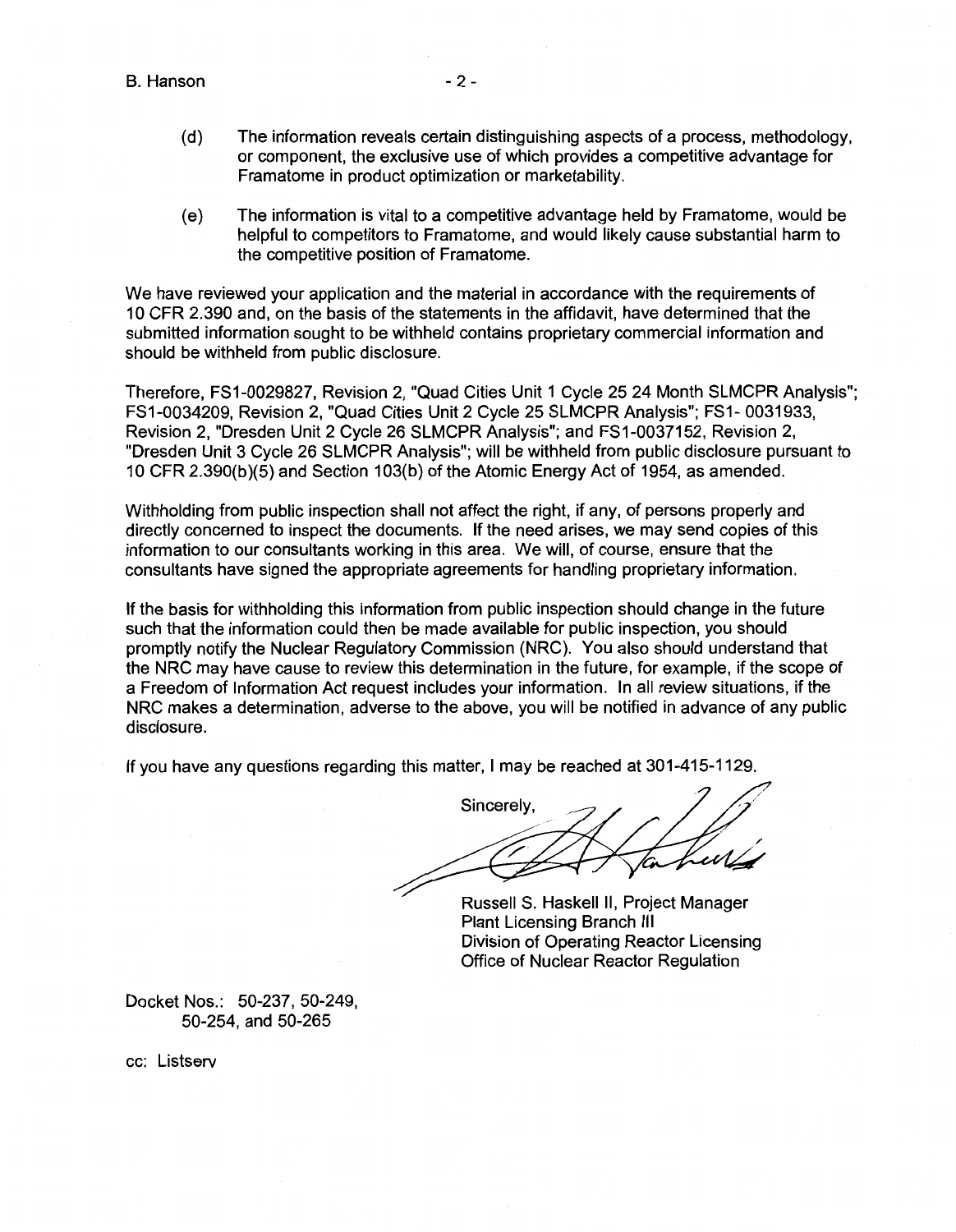(d) The information reveals certain distinguishing aspects of a process, methodology, or component, the exclusive use of which provides a competitive advantage for Framatome in product optimization or marketability.

(e) The information is vital to a competitive advantage held by Framatome, would be helpful to competitors to Framatome, and would likely cause substantial harm to the competitive position of Framatome.

We have reviewed your application and the material in accordance with the requirements of 10 CFR 2.390 and, on the basis of the statements in the affidavit, have determined that the submitted information sought to be withheld contains proprietary commercial information and should be withheld from public disclosure.

Therefore, FS1-0029827, Revision 2, "Quad Cities Unit 1 Cycle 25 24 Month SLMCPR Analysis"; FS1-0034209, Revision 2, "Quad Cities Unit 2 Cycle 25 SLMCPR Analysis"; FS1- 0031933, Revision 2, "Dresden Unit 2 Cycle 26 SLMCPR Analysis"; and FS1-0037152, Revision 2, "Dresden Unit 3 Cycle 26 SLMCPR Analysis"; will be withheld from public disclosure pursuant to 10 CFR 2.390(b)(5) and Section 103(b) of the Atomic Energy Act of 1954, as amended.

Withholding from public inspection shall not affect the right, if any, of persons properly and directly concerned to inspect the documents. If the need arises, we may send copies of this information to our consultants working in this area. We will, of course, ensure that the consultants have signed the appropriate agreements for handling proprietary information.

If the basis for withholding this information from public inspection should change in the future such that the information could then be made available for public inspection, you should promptly notify the Nuclear Regulatory Commission (NRC). You also should understand that the NRC may have cause to review this determination in the future, for example, if the scope of a Freedom of Information Act request includes your information. In all review situations, if the NRC makes a determination, adverse to the above, you will be notified in advance of any public disclosure.

If you have any questions regarding this matter, I may be reached at 301-415-1129.

Sincerely,

Russell S. Haskell II, Project Manager
Plant Licensing Branch III
Division of Operating Reactor Licensing
Office of Nuclear Reactor Regulation

Docket Nos.: 50-237, 50-249, 50-254, and 50-265

cc: Listserv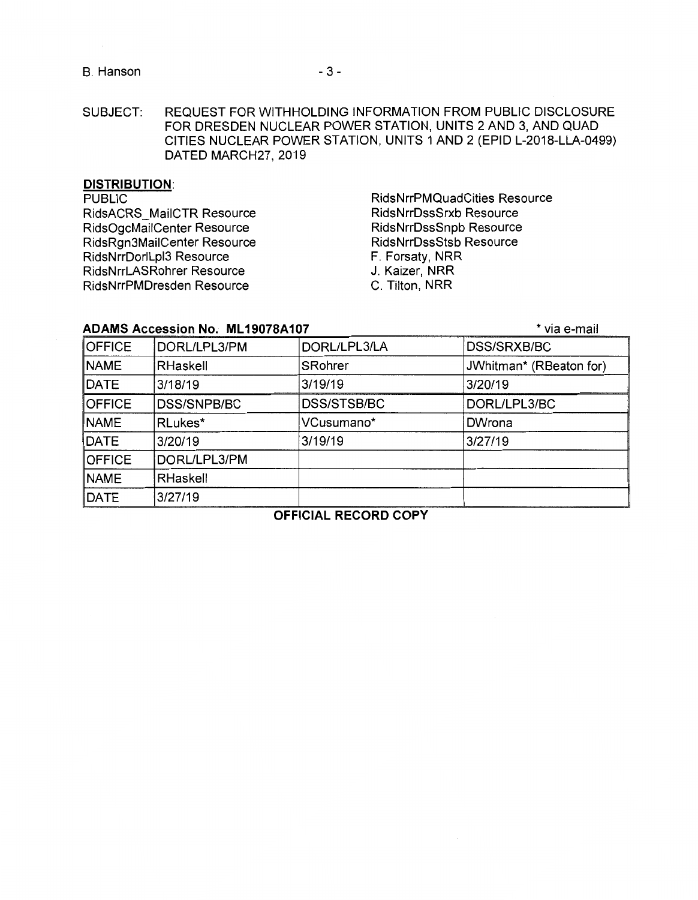SUBJECT: REQUEST FOR WITHHOLDING INFORMATION FROM PUBLIC DISCLOSURE FOR DRESDEN NUCLEAR POWER STATION, UNITS 2 AND 3, AND QUAD CITIES NUCLEAR POWER STATION, UNITS 1 AND 2 (EPID L-2018-LLA-0499) DATED MARCH27, 2019

**DISTRIBUTION**:

PUBLIC
RidsACRS_MailCTR Resource
RidsOgcMailCenter Resource
RidsRgn3MailCenter Resource
RidsNrrDorlLpl3 Resource
RidsNrrLASRohrer Resource
RidsNrrPMDresden Resource
RidsNrrPMQuadCities Resource
RidsNrrDssSrxb Resource
RidsNrrDssSnpb Resource
RidsNrrDssStsb Resource
F. Forsaty, NRR
J. Kaizer, NRR
C. Tilton, NRR

**ADAMS Accession No. ML19078A107** * via e-mail

| | | | |
|---|---|---|---|
| OFFICE | DORL/LPL3/PM | DORL/LPL3/LA | DSS/SRXB/BC |
| NAME | RHaskell | SRohrer | JWhitman* (RBeaton for) |
| DATE | 3/18/19 | 3/19/19 | 3/20/19 |
| OFFICE | DSS/SNPB/BC | DSS/STSB/BC | DORL/LPL3/BC |
| NAME | RLukes* | VCusumano* | DWrona |
| DATE | 3/20/19 | 3/19/19 | 3/27/19 |
| OFFICE | DORL/LPL3/PM | | |
| NAME | RHaskell | | |
| DATE | 3/27/19 | | |

**OFFICIAL RECORD COPY**